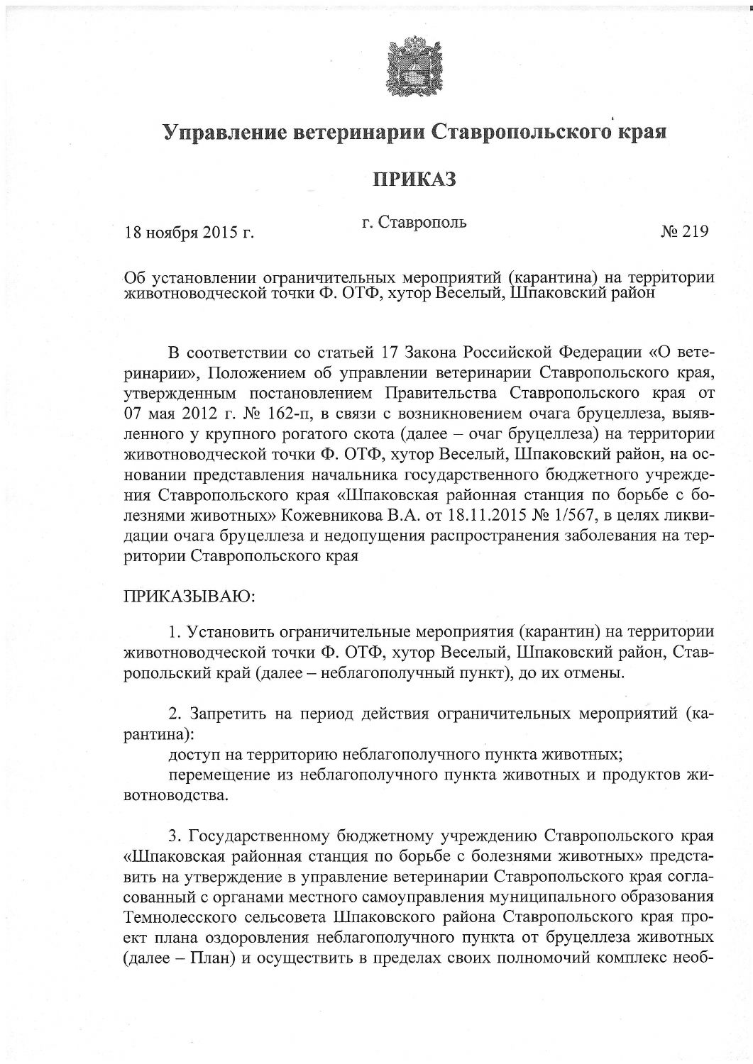# Управление ветеринарии Ставропольского края

## ПРИКАЗ

18 ноября 2015 г. г. Ставрополь № 219

Об установлении ограничительных мероприятий (карантина) на территории животноводческой точки Ф. ОТФ, хутор Веселый, Шпаковский район

В соответствии со статьей 17 Закона Российской Федерации «О ветеринарии», Положением об управлении ветеринарии Ставропольского края, утвержденным постановлением Правительства Ставропольского края от 07 мая 2012 г. № 162-п, в связи с возникновением очага бруцеллеза, выявленного у крупного рогатого скота (далее – очаг бруцеллеза) на территории животноводческой точки Ф. ОТФ, хутор Веселый, Шпаковский район, на основании представления начальника государственного бюджетного учреждения Ставропольского края «Шпаковская районная станция по борьбе с болезнями животных» Кожевникова В.А. от 18.11.2015 № 1/567, в целях ликвидации очага бруцеллеза и недопущения распространения заболевания на территории Ставропольского края

ПРИКАЗЫВАЮ:

1. Установить ограничительные мероприятия (карантин) на территории животноводческой точки Ф. ОТФ, хутор Веселый, Шпаковский район, Ставропольский край (далее – неблагополучный пункт), до их отмены.

2. Запретить на период действия ограничительных мероприятий (карантина):

доступ на территорию неблагополучного пункта животных;

перемещение из неблагополучного пункта животных и продуктов животноводства.

3. Государственному бюджетному учреждению Ставропольского края «Шпаковская районная станция по борьбе с болезнями животных» представить на утверждение в управление ветеринарии Ставропольского края согласованный с органами местного самоуправления муниципального образования Темнолесского сельсовета Шпаковского района Ставропольского края проект плана оздоровления неблагополучного пункта от бруцеллеза животных (далее – План) и осуществить в пределах своих полномочий комплекс необ-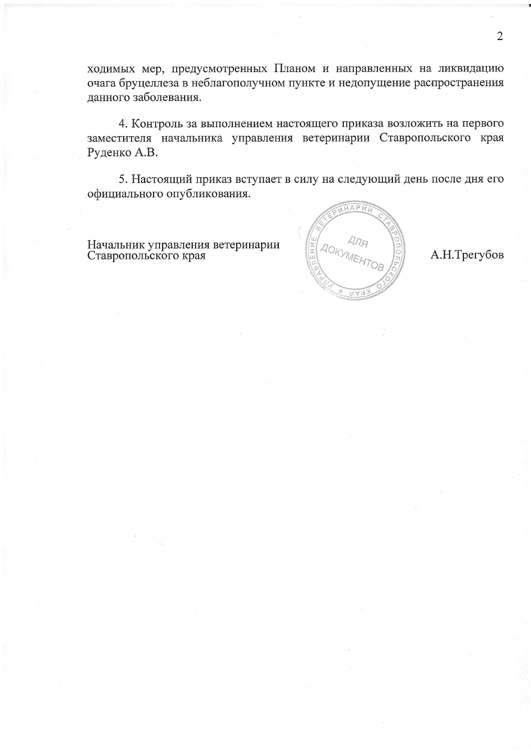ходимых мер, предусмотренных Планом и направленных на ликвидацию очага бруцеллеза в неблагополучном пункте и недопущение распространения данного заболевания.

4. Контроль за выполнением настоящего приказа возложить на первого заместителя начальника управления ветеринарии Ставропольского края Руденко А.В.

5. Настоящий приказ вступает в силу на следующий день после дня его официального опубликования.

Начальник управления ветеринарии
Ставропольского края — А.Н.Трегубов